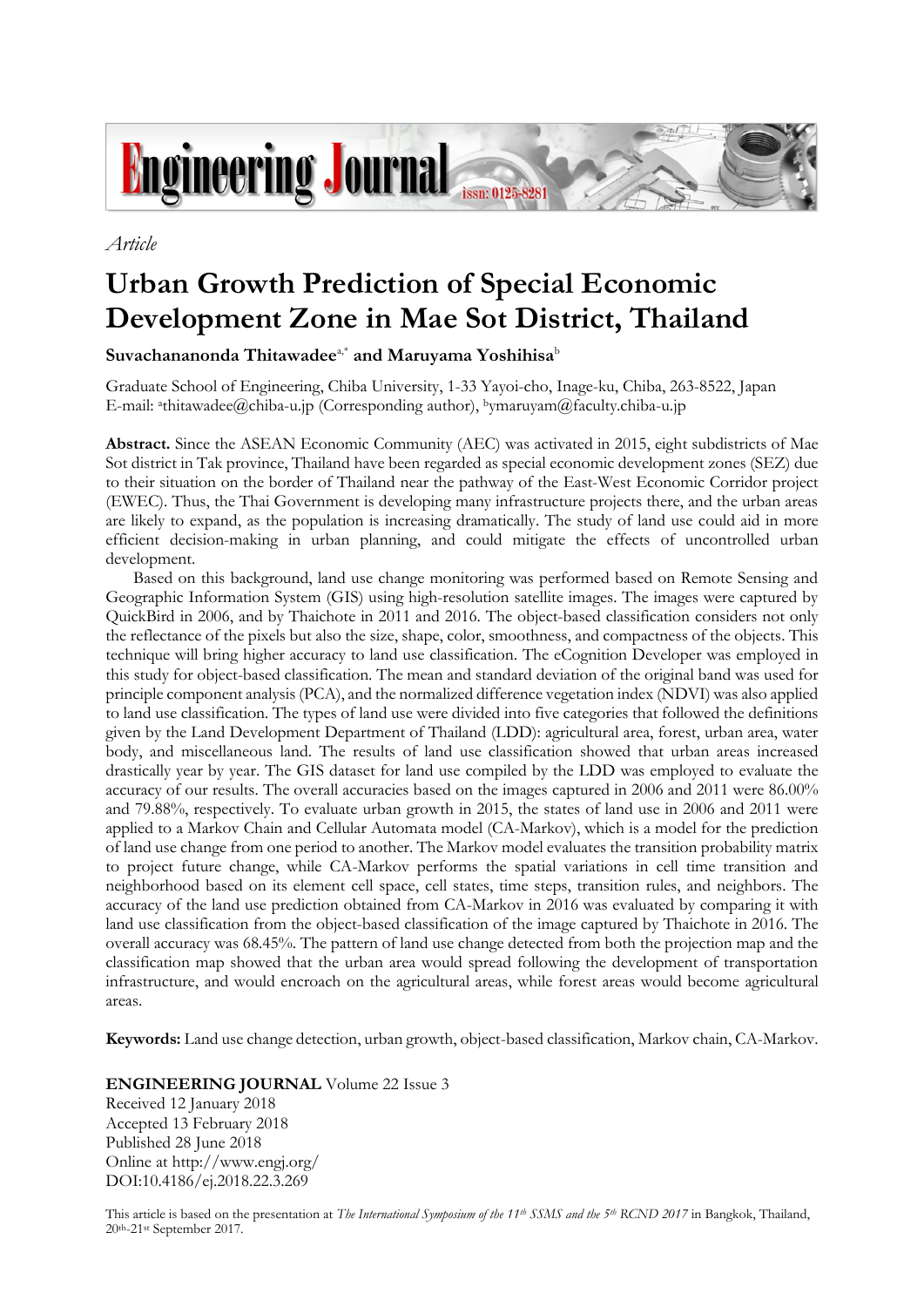*Article*

# Urban Growth Prediction of Special Economic Development Zone in Mae Sot District, Thailand

**Suvachananonda Thitawadee**[a,*] **and Maruyama Yoshihisa**[b]

Graduate School of Engineering, Chiba University, 1-33 Yayoi-cho, Inage-ku, Chiba, 263-8522, Japan
E-mail: [a]thitawadee@chiba-u.jp (Corresponding author), [b]ymaruyam@faculty.chiba-u.jp

**Abstract.** Since the ASEAN Economic Community (AEC) was activated in 2015, eight subdistricts of Mae Sot district in Tak province, Thailand have been regarded as special economic development zones (SEZ) due to their situation on the border of Thailand near the pathway of the East-West Economic Corridor project (EWEC). Thus, the Thai Government is developing many infrastructure projects there, and the urban areas are likely to expand, as the population is increasing dramatically. The study of land use could aid in more efficient decision-making in urban planning, and could mitigate the effects of uncontrolled urban development.

Based on this background, land use change monitoring was performed based on Remote Sensing and Geographic Information System (GIS) using high-resolution satellite images. The images were captured by QuickBird in 2006, and by Thaichote in 2011 and 2016. The object-based classification considers not only the reflectance of the pixels but also the size, shape, color, smoothness, and compactness of the objects. This technique will bring higher accuracy to land use classification. The eCognition Developer was employed in this study for object-based classification. The mean and standard deviation of the original band was used for principle component analysis (PCA), and the normalized difference vegetation index (NDVI) was also applied to land use classification. The types of land use were divided into five categories that followed the definitions given by the Land Development Department of Thailand (LDD): agricultural area, forest, urban area, water body, and miscellaneous land. The results of land use classification showed that urban areas increased drastically year by year. The GIS dataset for land use compiled by the LDD was employed to evaluate the accuracy of our results. The overall accuracies based on the images captured in 2006 and 2011 were 86.00% and 79.88%, respectively. To evaluate urban growth in 2015, the states of land use in 2006 and 2011 were applied to a Markov Chain and Cellular Automata model (CA-Markov), which is a model for the prediction of land use change from one period to another. The Markov model evaluates the transition probability matrix to project future change, while CA-Markov performs the spatial variations in cell time transition and neighborhood based on its element cell space, cell states, time steps, transition rules, and neighbors. The accuracy of the land use prediction obtained from CA-Markov in 2016 was evaluated by comparing it with land use classification from the object-based classification of the image captured by Thaichote in 2016. The overall accuracy was 68.45%. The pattern of land use change detected from both the projection map and the classification map showed that the urban area would spread following the development of transportation infrastructure, and would encroach on the agricultural areas, while forest areas would become agricultural areas.

**Keywords:** Land use change detection, urban growth, object-based classification, Markov chain, CA-Markov.

**ENGINEERING JOURNAL** Volume 22 Issue 3
Received 12 January 2018
Accepted 13 February 2018
Published 28 June 2018
Online at http://www.engj.org/
DOI:10.4186/ej.2018.22.3.269

This article is based on the presentation at *The International Symposium of the 11th SSMS and the 5th RCND 2017* in Bangkok, Thailand, 20th-21st September 2017.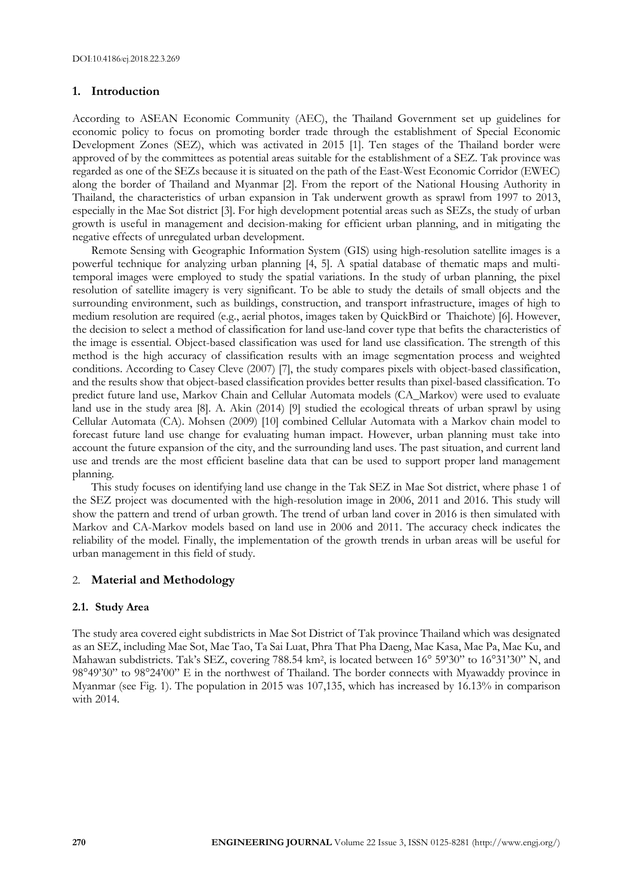DOI:10.4186/ej.2018.22.3.269

## 1. Introduction

According to ASEAN Economic Community (AEC), the Thailand Government set up guidelines for economic policy to focus on promoting border trade through the establishment of Special Economic Development Zones (SEZ), which was activated in 2015 [1]. Ten stages of the Thailand border were approved of by the committees as potential areas suitable for the establishment of a SEZ. Tak province was regarded as one of the SEZs because it is situated on the path of the East-West Economic Corridor (EWEC) along the border of Thailand and Myanmar [2]. From the report of the National Housing Authority in Thailand, the characteristics of urban expansion in Tak underwent growth as sprawl from 1997 to 2013, especially in the Mae Sot district [3]. For high development potential areas such as SEZs, the study of urban growth is useful in management and decision-making for efficient urban planning, and in mitigating the negative effects of unregulated urban development.

Remote Sensing with Geographic Information System (GIS) using high-resolution satellite images is a powerful technique for analyzing urban planning [4, 5]. A spatial database of thematic maps and multi-temporal images were employed to study the spatial variations. In the study of urban planning, the pixel resolution of satellite imagery is very significant. To be able to study the details of small objects and the surrounding environment, such as buildings, construction, and transport infrastructure, images of high to medium resolution are required (e.g., aerial photos, images taken by QuickBird or Thaichote) [6]. However, the decision to select a method of classification for land use-land cover type that befits the characteristics of the image is essential. Object-based classification was used for land use classification. The strength of this method is the high accuracy of classification results with an image segmentation process and weighted conditions. According to Casey Cleve (2007) [7], the study compares pixels with object-based classification, and the results show that object-based classification provides better results than pixel-based classification. To predict future land use, Markov Chain and Cellular Automata models (CA_Markov) were used to evaluate land use in the study area [8]. A. Akin (2014) [9] studied the ecological threats of urban sprawl by using Cellular Automata (CA). Mohsen (2009) [10] combined Cellular Automata with a Markov chain model to forecast future land use change for evaluating human impact. However, urban planning must take into account the future expansion of the city, and the surrounding land uses. The past situation, and current land use and trends are the most efficient baseline data that can be used to support proper land management planning.

This study focuses on identifying land use change in the Tak SEZ in Mae Sot district, where phase 1 of the SEZ project was documented with the high-resolution image in 2006, 2011 and 2016. This study will show the pattern and trend of urban growth. The trend of urban land cover in 2016 is then simulated with Markov and CA-Markov models based on land use in 2006 and 2011. The accuracy check indicates the reliability of the model. Finally, the implementation of the growth trends in urban areas will be useful for urban management in this field of study.

## 2. Material and Methodology

### 2.1. Study Area

The study area covered eight subdistricts in Mae Sot District of Tak province Thailand which was designated as an SEZ, including Mae Sot, Mae Tao, Ta Sai Luat, Phra That Pha Daeng, Mae Kasa, Mae Pa, Mae Ku, and Mahawan subdistricts. Tak's SEZ, covering 788.54 km$^2$, is located between 16° 59'30" to 16°31'30" N, and 98°49'30" to 98°24'00" E in the northwest of Thailand. The border connects with Myawaddy province in Myanmar (see Fig. 1). The population in 2015 was 107,135, which has increased by 16.13% in comparison with 2014.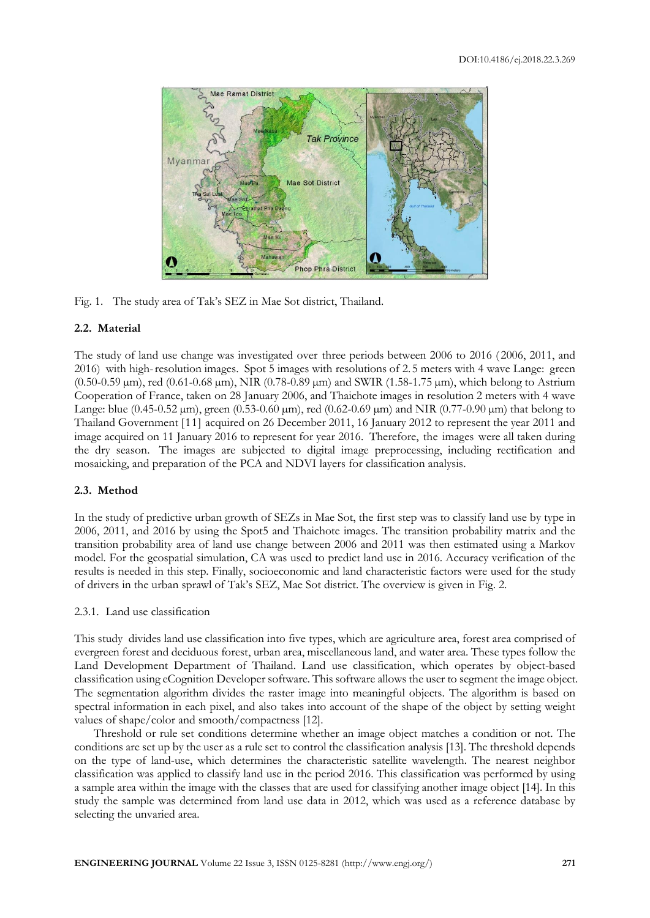Fig. 1. The study area of Tak's SEZ in Mae Sot district, Thailand.

### 2.2. Material

The study of land use change was investigated over three periods between 2006 to 2016 (2006, 2011, and 2016) with high-resolution images. Spot 5 images with resolutions of 2.5 meters with 4 wave Lange: green (0.50-0.59 μm), red (0.61-0.68 μm), NIR (0.78-0.89 μm) and SWIR (1.58-1.75 μm), which belong to Astrium Cooperation of France, taken on 28 January 2006, and Thaichote images in resolution 2 meters with 4 wave Lange: blue (0.45-0.52 μm), green (0.53-0.60 μm), red (0.62-0.69 μm) and NIR (0.77-0.90 μm) that belong to Thailand Government [11] acquired on 26 December 2011, 16 January 2012 to represent the year 2011 and image acquired on 11 January 2016 to represent for year 2016. Therefore, the images were all taken during the dry season. The images are subjected to digital image preprocessing, including rectification and mosaicking, and preparation of the PCA and NDVI layers for classification analysis.

### 2.3. Method

In the study of predictive urban growth of SEZs in Mae Sot, the first step was to classify land use by type in 2006, 2011, and 2016 by using the Spot5 and Thaichote images. The transition probability matrix and the transition probability area of land use change between 2006 and 2011 was then estimated using a Markov model. For the geospatial simulation, CA was used to predict land use in 2016. Accuracy verification of the results is needed in this step. Finally, socioeconomic and land characteristic factors were used for the study of drivers in the urban sprawl of Tak's SEZ, Mae Sot district. The overview is given in Fig. 2.

#### 2.3.1. Land use classification

This study divides land use classification into five types, which are agriculture area, forest area comprised of evergreen forest and deciduous forest, urban area, miscellaneous land, and water area. These types follow the Land Development Department of Thailand. Land use classification, which operates by object-based classification using eCognition Developer software. This software allows the user to segment the image object. The segmentation algorithm divides the raster image into meaningful objects. The algorithm is based on spectral information in each pixel, and also takes into account of the shape of the object by setting weight values of shape/color and smooth/compactness [12].

Threshold or rule set conditions determine whether an image object matches a condition or not. The conditions are set up by the user as a rule set to control the classification analysis [13]. The threshold depends on the type of land-use, which determines the characteristic satellite wavelength. The nearest neighbor classification was applied to classify land use in the period 2016. This classification was performed by using a sample area within the image with the classes that are used for classifying another image object [14]. In this study the sample was determined from land use data in 2012, which was used as a reference database by selecting the unvaried area.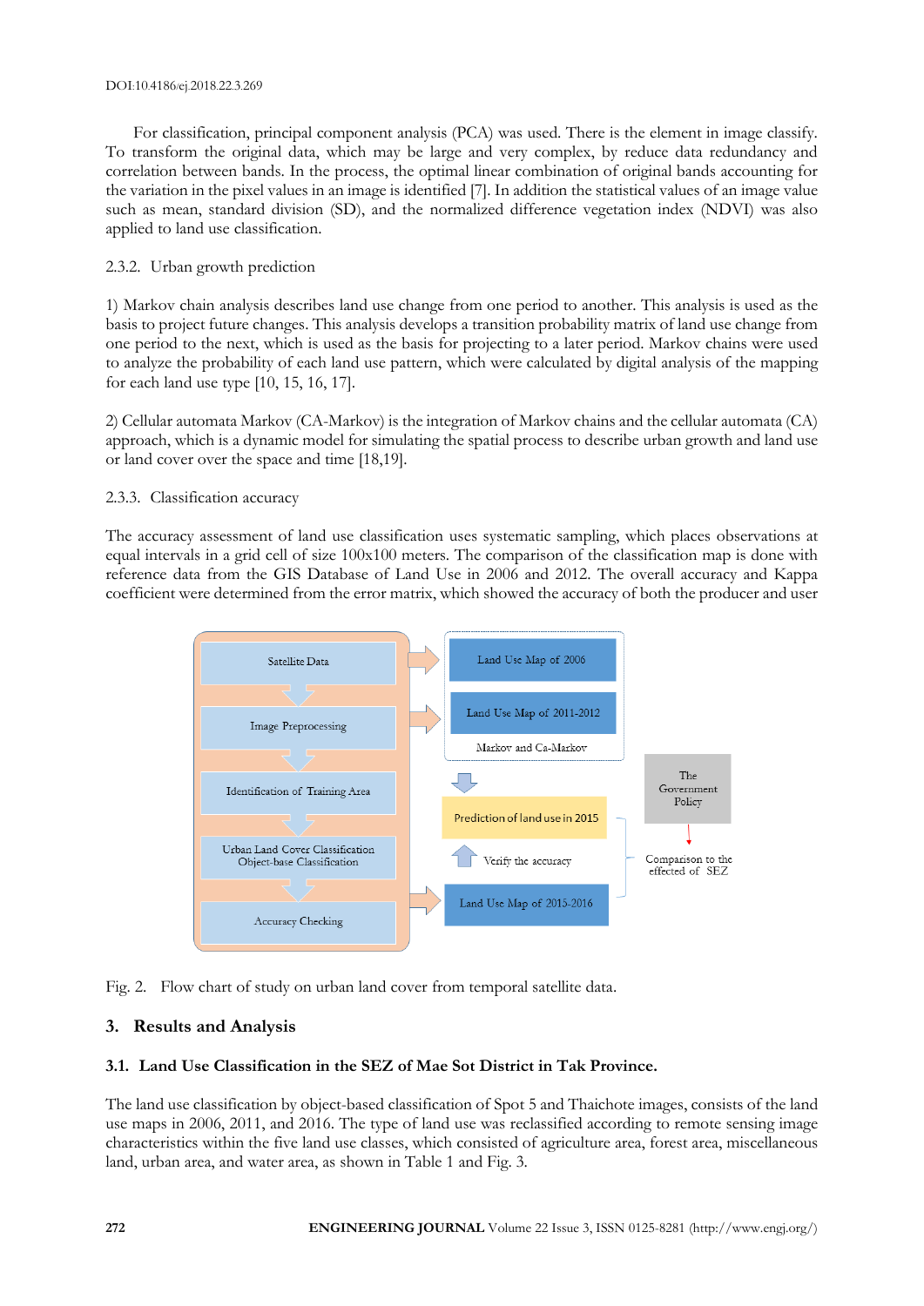For classification, principal component analysis (PCA) was used. There is the element in image classify. To transform the original data, which may be large and very complex, by reduce data redundancy and correlation between bands. In the process, the optimal linear combination of original bands accounting for the variation in the pixel values in an image is identified [7]. In addition the statistical values of an image value such as mean, standard division (SD), and the normalized difference vegetation index (NDVI) was also applied to land use classification.

#### 2.3.2. Urban growth prediction

1) Markov chain analysis describes land use change from one period to another. This analysis is used as the basis to project future changes. This analysis develops a transition probability matrix of land use change from one period to the next, which is used as the basis for projecting to a later period. Markov chains were used to analyze the probability of each land use pattern, which were calculated by digital analysis of the mapping for each land use type [10, 15, 16, 17].

2) Cellular automata Markov (CA-Markov) is the integration of Markov chains and the cellular automata (CA) approach, which is a dynamic model for simulating the spatial process to describe urban growth and land use or land cover over the space and time [18,19].

#### 2.3.3. Classification accuracy

The accuracy assessment of land use classification uses systematic sampling, which places observations at equal intervals in a grid cell of size 100x100 meters. The comparison of the classification map is done with reference data from the GIS Database of Land Use in 2006 and 2012. The overall accuracy and Kappa coefficient were determined from the error matrix, which showed the accuracy of both the producer and user

Fig. 2. Flow chart of study on urban land cover from temporal satellite data.

## 3. Results and Analysis

### 3.1. Land Use Classification in the SEZ of Mae Sot District in Tak Province.

The land use classification by object-based classification of Spot 5 and Thaichote images, consists of the land use maps in 2006, 2011, and 2016. The type of land use was reclassified according to remote sensing image characteristics within the five land use classes, which consisted of agriculture area, forest area, miscellaneous land, urban area, and water area, as shown in Table 1 and Fig. 3.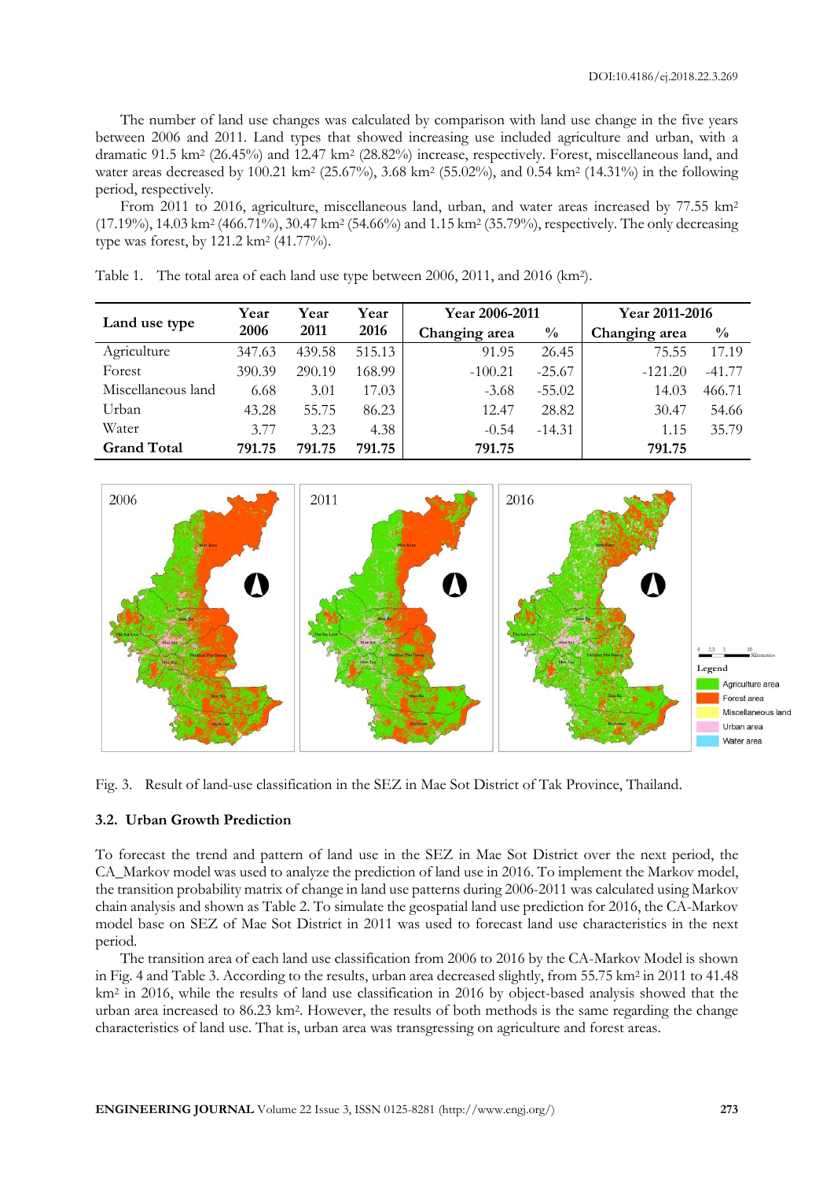The number of land use changes was calculated by comparison with land use change in the five years between 2006 and 2011. Land types that showed increasing use included agriculture and urban, with a dramatic 91.5 km$^2$ (26.45%) and 12.47 km$^2$ (28.82%) increase, respectively. Forest, miscellaneous land, and water areas decreased by 100.21 km$^2$ (25.67%), 3.68 km$^2$ (55.02%), and 0.54 km$^2$ (14.31%) in the following period, respectively.

From 2011 to 2016, agriculture, miscellaneous land, urban, and water areas increased by 77.55 km$^2$ (17.19%), 14.03 km$^2$ (466.71%), 30.47 km$^2$ (54.66%) and 1.15 km$^2$ (35.79%), respectively. The only decreasing type was forest, by 121.2 km$^2$ (41.77%).

Table 1. The total area of each land use type between 2006, 2011, and 2016 (km$^2$).

| Land use type | Year 2006 | Year 2011 | Year 2016 | Year 2006-2011 | | Year 2011-2016 | |
|---|---|---|---|---|---|---|---|
| | | | | Changing area | % | Changing area | % |
| Agriculture | 347.63 | 439.58 | 515.13 | 91.95 | 26.45 | 75.55 | 17.19 |
| Forest | 390.39 | 290.19 | 168.99 | -100.21 | -25.67 | -121.20 | -41.77 |
| Miscellaneous land | 6.68 | 3.01 | 17.03 | -3.68 | -55.02 | 14.03 | 466.71 |
| Urban | 43.28 | 55.75 | 86.23 | 12.47 | 28.82 | 30.47 | 54.66 |
| Water | 3.77 | 3.23 | 4.38 | -0.54 | -14.31 | 1.15 | 35.79 |
| **Grand Total** | **791.75** | **791.75** | **791.75** | **791.75** | | **791.75** | |

Fig. 3. Result of land-use classification in the SEZ in Mae Sot District of Tak Province, Thailand.

### 3.2. Urban Growth Prediction

To forecast the trend and pattern of land use in the SEZ in Mae Sot District over the next period, the CA_Markov model was used to analyze the prediction of land use in 2016. To implement the Markov model, the transition probability matrix of change in land use patterns during 2006-2011 was calculated using Markov chain analysis and shown as Table 2. To simulate the geospatial land use prediction for 2016, the CA-Markov model base on SEZ of Mae Sot District in 2011 was used to forecast land use characteristics in the next period.

The transition area of each land use classification from 2006 to 2016 by the CA-Markov Model is shown in Fig. 4 and Table 3. According to the results, urban area decreased slightly, from 55.75 km$^2$ in 2011 to 41.48 km$^2$ in 2016, while the results of land use classification in 2016 by object-based analysis showed that the urban area increased to 86.23 km$^2$. However, the results of both methods is the same regarding the change characteristics of land use. That is, urban area was transgressing on agriculture and forest areas.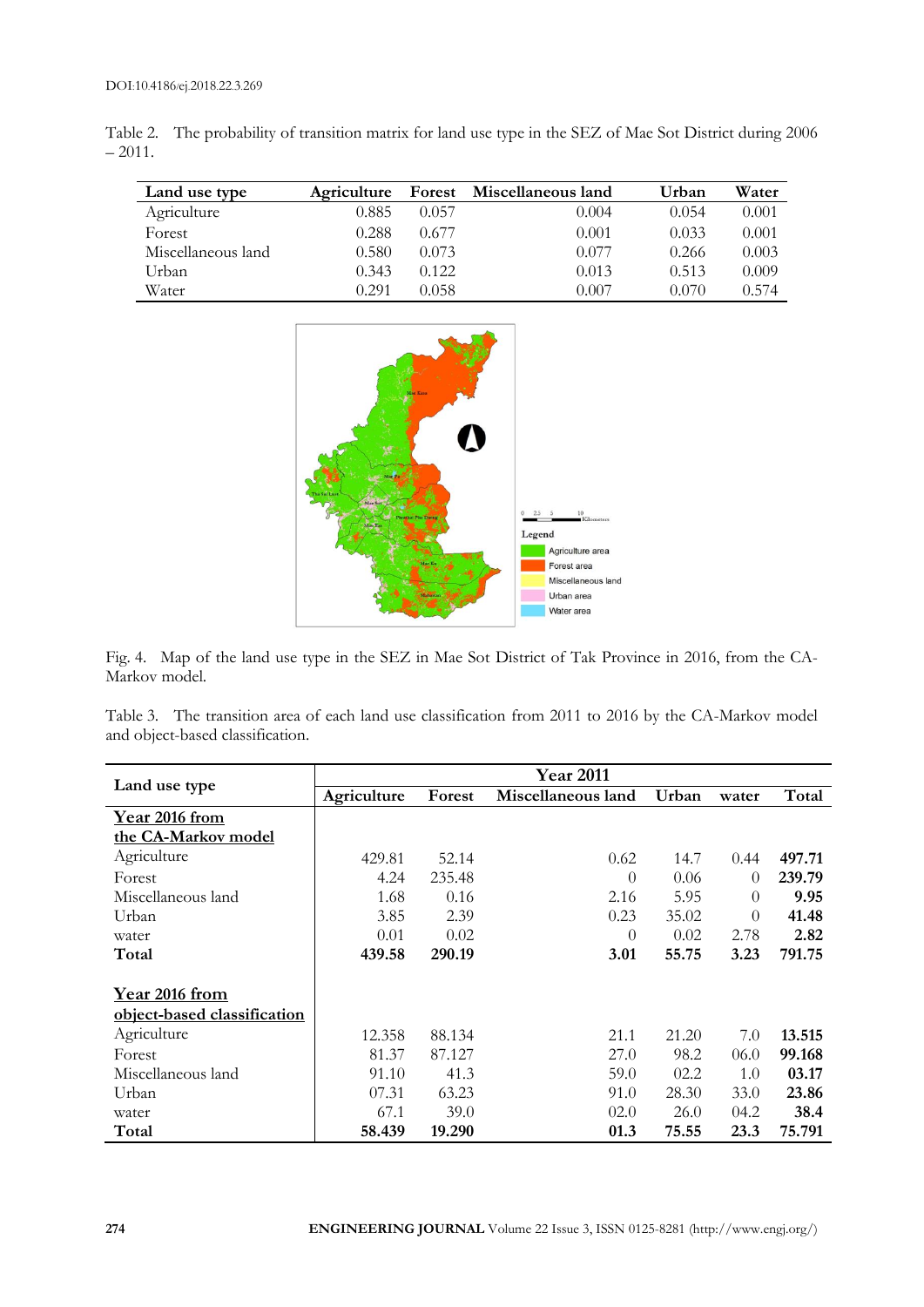Table 2. The probability of transition matrix for land use type in the SEZ of Mae Sot District during 2006 – 2011.

| Land use type | Agriculture | Forest | Miscellaneous land | Urban | Water |
|---|---|---|---|---|---|
| Agriculture | 0.885 | 0.057 | 0.004 | 0.054 | 0.001 |
| Forest | 0.288 | 0.677 | 0.001 | 0.033 | 0.001 |
| Miscellaneous land | 0.580 | 0.073 | 0.077 | 0.266 | 0.003 |
| Urban | 0.343 | 0.122 | 0.013 | 0.513 | 0.009 |
| Water | 0.291 | 0.058 | 0.007 | 0.070 | 0.574 |

Fig. 4. Map of the land use type in the SEZ in Mae Sot District of Tak Province in 2016, from the CA-Markov model.

Table 3. The transition area of each land use classification from 2011 to 2016 by the CA-Markov model and object-based classification.

| Land use type | Year 2011 | | | | | |
|---|---|---|---|---|---|---|
| | Agriculture | Forest | Miscellaneous land | Urban | water | Total |
| **Year 2016 from the CA-Markov model** | | | | | | |
| Agriculture | 429.81 | 52.14 | 0.62 | 14.7 | 0.44 | **497.71** |
| Forest | 4.24 | 235.48 | 0 | 0.06 | 0 | **239.79** |
| Miscellaneous land | 1.68 | 0.16 | 2.16 | 5.95 | 0 | **9.95** |
| Urban | 3.85 | 2.39 | 0.23 | 35.02 | 0 | **41.48** |
| water | 0.01 | 0.02 | 0 | 0.02 | 2.78 | **2.82** |
| **Total** | **439.58** | **290.19** | **3.01** | **55.75** | **3.23** | **791.75** |
| **Year 2016 from object-based classification** | | | | | | |
| Agriculture | 12.358 | 88.134 | 21.1 | 21.20 | 7.0 | **13.515** |
| Forest | 81.37 | 87.127 | 27.0 | 98.2 | 06.0 | **99.168** |
| Miscellaneous land | 91.10 | 41.3 | 59.0 | 02.2 | 1.0 | **03.17** |
| Urban | 07.31 | 63.23 | 91.0 | 28.30 | 33.0 | **23.86** |
| water | 67.1 | 39.0 | 02.0 | 26.0 | 04.2 | **38.4** |
| **Total** | **58.439** | **19.290** | **01.3** | **75.55** | **23.3** | **75.791** |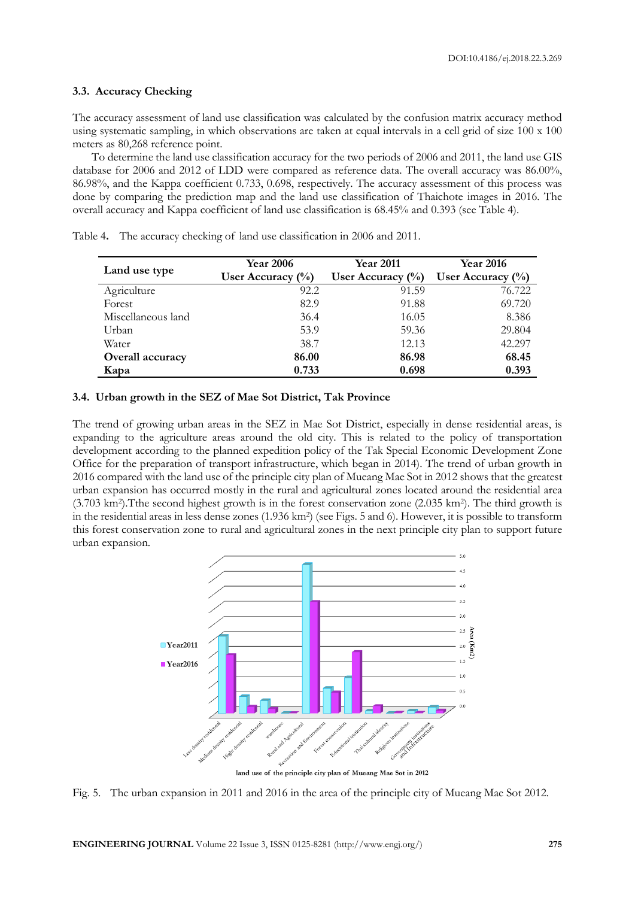### 3.3. Accuracy Checking

The accuracy assessment of land use classification was calculated by the confusion matrix accuracy method using systematic sampling, in which observations are taken at equal intervals in a cell grid of size 100 x 100 meters as 80,268 reference point.

To determine the land use classification accuracy for the two periods of 2006 and 2011, the land use GIS database for 2006 and 2012 of LDD were compared as reference data. The overall accuracy was 86.00%, 86.98%, and the Kappa coefficient 0.733, 0.698, respectively. The accuracy assessment of this process was done by comparing the prediction map and the land use classification of Thaichote images in 2016. The overall accuracy and Kappa coefficient of land use classification is 68.45% and 0.393 (see Table 4).

Table 4. The accuracy checking of land use classification in 2006 and 2011.

| Land use type | Year 2006 User Accuracy (%) | Year 2011 User Accuracy (%) | Year 2016 User Accuracy (%) |
|---|---|---|---|
| Agriculture | 92.2 | 91.59 | 76.722 |
| Forest | 82.9 | 91.88 | 69.720 |
| Miscellaneous land | 36.4 | 16.05 | 8.386 |
| Urban | 53.9 | 59.36 | 29.804 |
| Water | 38.7 | 12.13 | 42.297 |
| **Overall accuracy** | **86.00** | **86.98** | **68.45** |
| **Kapa** | **0.733** | **0.698** | **0.393** |

### 3.4. Urban growth in the SEZ of Mae Sot District, Tak Province

The trend of growing urban areas in the SEZ in Mae Sot District, especially in dense residential areas, is expanding to the agriculture areas around the old city. This is related to the policy of transportation development according to the planned expedition policy of the Tak Special Economic Development Zone Office for the preparation of transport infrastructure, which began in 2014). The trend of urban growth in 2016 compared with the land use of the principle city plan of Mueang Mae Sot in 2012 shows that the greatest urban expansion has occurred mostly in the rural and agricultural zones located around the residential area (3.703 km$^2$).Tthe second highest growth is in the forest conservation zone (2.035 km$^2$). The third growth is in the residential areas in less dense zones (1.936 km$^2$) (see Figs. 5 and 6). However, it is possible to transform this forest conservation zone to rural and agricultural zones in the next principle city plan to support future urban expansion.

Fig. 5. The urban expansion in 2011 and 2016 in the area of the principle city of Mueang Mae Sot 2012.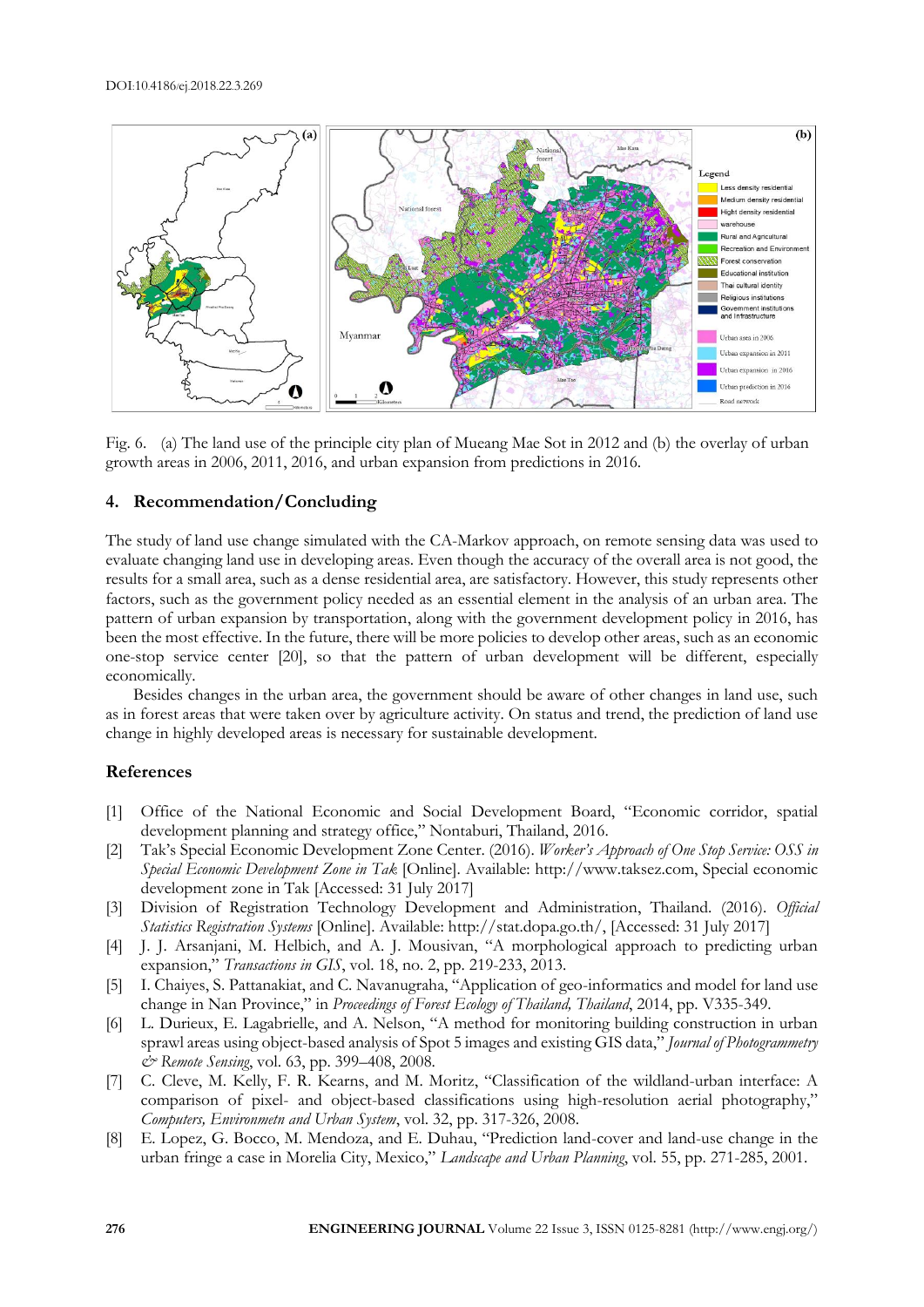Fig. 6. (a) The land use of the principle city plan of Mueang Mae Sot in 2012 and (b) the overlay of urban growth areas in 2006, 2011, 2016, and urban expansion from predictions in 2016.

## 4. Recommendation/Concluding

The study of land use change simulated with the CA-Markov approach, on remote sensing data was used to evaluate changing land use in developing areas. Even though the accuracy of the overall area is not good, the results for a small area, such as a dense residential area, are satisfactory. However, this study represents other factors, such as the government policy needed as an essential element in the analysis of an urban area. The pattern of urban expansion by transportation, along with the government development policy in 2016, has been the most effective. In the future, there will be more policies to develop other areas, such as an economic one-stop service center [20], so that the pattern of urban development will be different, especially economically.

Besides changes in the urban area, the government should be aware of other changes in land use, such as in forest areas that were taken over by agriculture activity. On status and trend, the prediction of land use change in highly developed areas is necessary for sustainable development.

## References

[1] Office of the National Economic and Social Development Board, "Economic corridor, spatial development planning and strategy office," Nontaburi, Thailand, 2016.

[2] Tak's Special Economic Development Zone Center. (2016). *Worker's Approach of One Stop Service: OSS in Special Economic Development Zone in Tak* [Online]. Available: http://www.taksez.com, Special economic development zone in Tak [Accessed: 31 July 2017]

[3] Division of Registration Technology Development and Administration, Thailand. (2016). *Official Statistics Registration Systems* [Online]. Available: http://stat.dopa.go.th/, [Accessed: 31 July 2017]

[4] J. J. Arsanjani, M. Helbich, and A. J. Mousivan, "A morphological approach to predicting urban expansion," *Transactions in GIS*, vol. 18, no. 2, pp. 219-233, 2013.

[5] I. Chaiyes, S. Pattanakiat, and C. Navanugraha, "Application of geo-informatics and model for land use change in Nan Province," in *Proceedings of Forest Ecology of Thailand, Thailand*, 2014, pp. V335-349.

[6] L. Durieux, E. Lagabrielle, and A. Nelson, "A method for monitoring building construction in urban sprawl areas using object-based analysis of Spot 5 images and existing GIS data," *Journal of Photogrammetry & Remote Sensing*, vol. 63, pp. 399–408, 2008.

[7] C. Cleve, M. Kelly, F. R. Kearns, and M. Moritz, "Classification of the wildland-urban interface: A comparison of pixel- and object-based classifications using high-resolution aerial photography," *Computers, Environmetn and Urban System*, vol. 32, pp. 317-326, 2008.

[8] E. Lopez, G. Bocco, M. Mendoza, and E. Duhau, "Prediction land-cover and land-use change in the urban fringe a case in Morelia City, Mexico," *Landscape and Urban Planning*, vol. 55, pp. 271-285, 2001.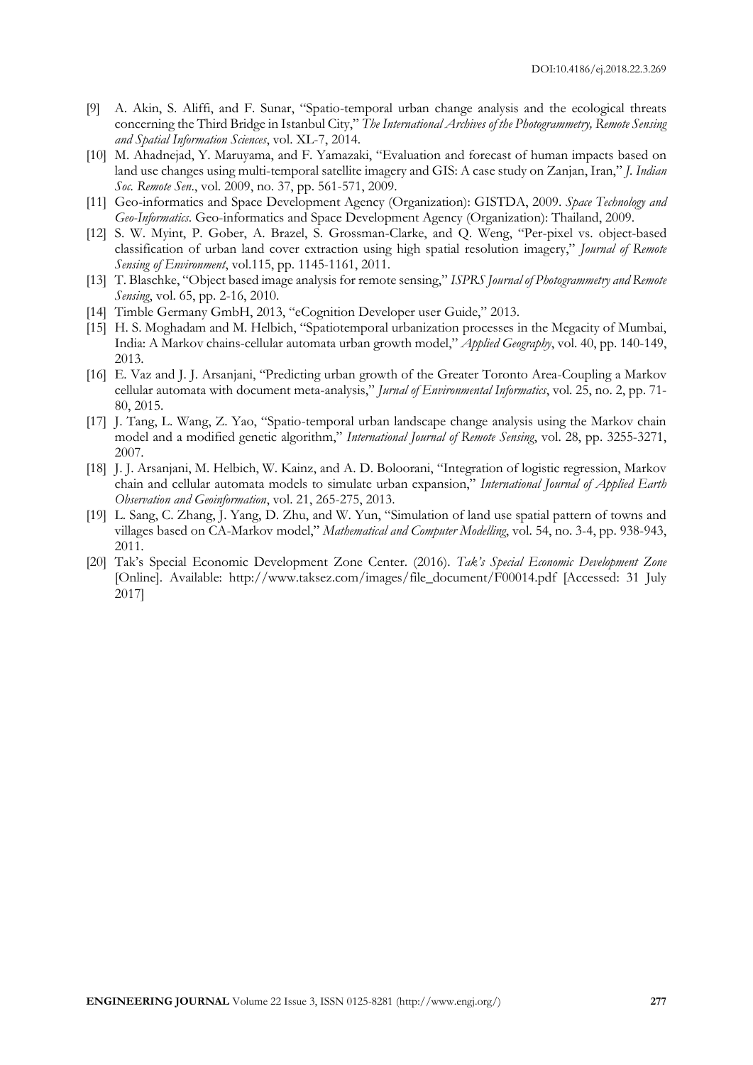[9] A. Akin, S. Aliffi, and F. Sunar, "Spatio-temporal urban change analysis and the ecological threats concerning the Third Bridge in Istanbul City," *The International Archives of the Photogrammetry, Remote Sensing and Spatial Information Sciences*, vol. XL-7, 2014.

[10] M. Ahadnejad, Y. Maruyama, and F. Yamazaki, "Evaluation and forecast of human impacts based on land use changes using multi-temporal satellite imagery and GIS: A case study on Zanjan, Iran," *J. Indian Soc. Remote Sen.*, vol. 2009, no. 37, pp. 561-571, 2009.

[11] Geo-informatics and Space Development Agency (Organization): GISTDA, 2009. *Space Technology and Geo-Informatics*. Geo-informatics and Space Development Agency (Organization): Thailand, 2009.

[12] S. W. Myint, P. Gober, A. Brazel, S. Grossman-Clarke, and Q. Weng, "Per-pixel vs. object-based classification of urban land cover extraction using high spatial resolution imagery," *Journal of Remote Sensing of Environment*, vol.115, pp. 1145-1161, 2011.

[13] T. Blaschke, "Object based image analysis for remote sensing," *ISPRS Journal of Photogrammetry and Remote Sensing*, vol. 65, pp. 2-16, 2010.

[14] Timble Germany GmbH, 2013, "eCognition Developer user Guide," 2013.

[15] H. S. Moghadam and M. Helbich, "Spatiotemporal urbanization processes in the Megacity of Mumbai, India: A Markov chains-cellular automata urban growth model," *Applied Geography*, vol. 40, pp. 140-149, 2013.

[16] E. Vaz and J. J. Arsanjani, "Predicting urban growth of the Greater Toronto Area-Coupling a Markov cellular automata with document meta-analysis," *Jurnal of Environmental Informatics*, vol. 25, no. 2, pp. 71-80, 2015.

[17] J. Tang, L. Wang, Z. Yao, "Spatio-temporal urban landscape change analysis using the Markov chain model and a modified genetic algorithm," *International Journal of Remote Sensing*, vol. 28, pp. 3255-3271, 2007.

[18] J. J. Arsanjani, M. Helbich, W. Kainz, and A. D. Boloorani, "Integration of logistic regression, Markov chain and cellular automata models to simulate urban expansion," *International Journal of Applied Earth Observation and Geoinformation*, vol. 21, 265-275, 2013.

[19] L. Sang, C. Zhang, J. Yang, D. Zhu, and W. Yun, "Simulation of land use spatial pattern of towns and villages based on CA-Markov model," *Mathematical and Computer Modelling*, vol. 54, no. 3-4, pp. 938-943, 2011.

[20] Tak's Special Economic Development Zone Center. (2016). *Tak's Special Economic Development Zone* [Online]. Available: http://www.taksez.com/images/file_document/F00014.pdf [Accessed: 31 July 2017]